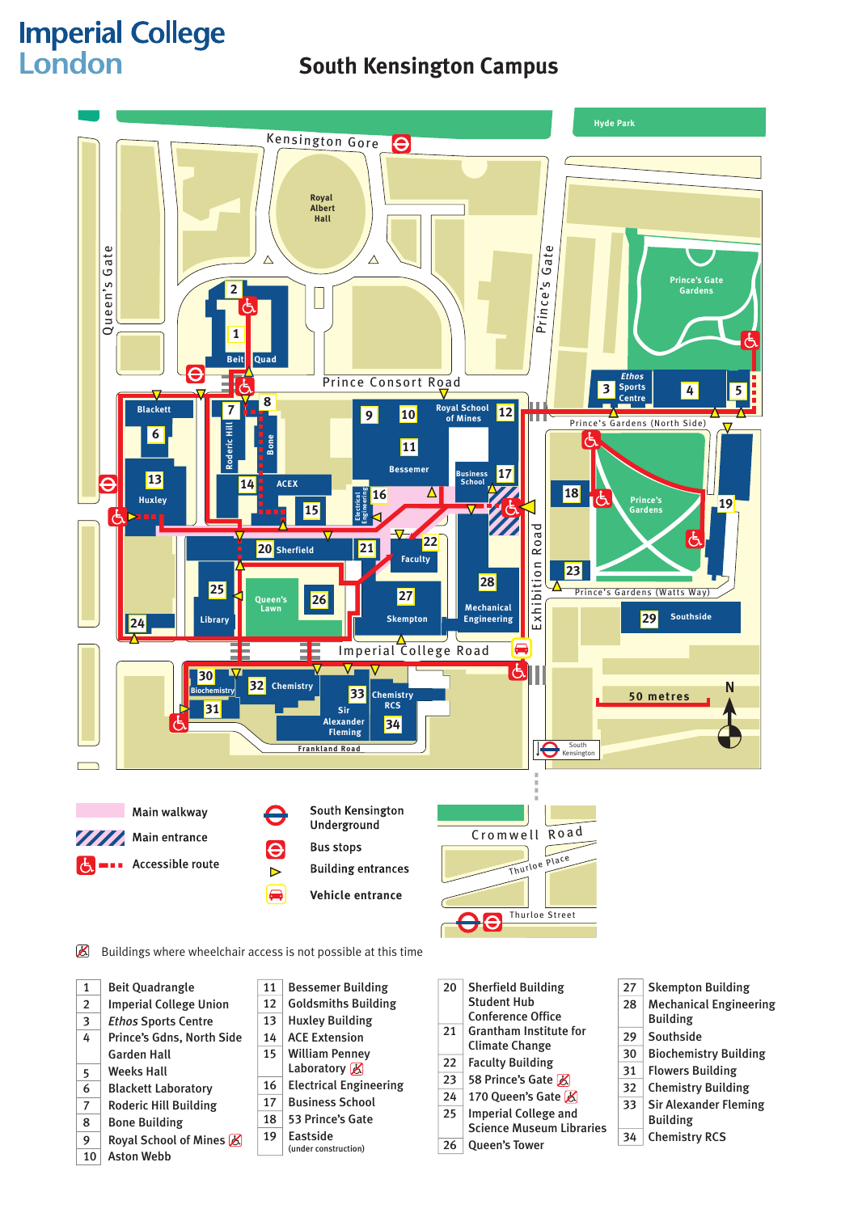# Imperial College London

## South Kensington Campus

Main walkway
Main entrance
Accessible route
South Kensington Underground
Bus stops
Building entrances
Vehicle entrance

Buildings where wheelchair access is not possible at this time

| No. | Building |
|---|---|
| 1 | Beit Quadrangle |
| 2 | Imperial College Union |
| 3 | *Ethos* Sports Centre |
| 4 | Prince's Gdns, North Side Garden Hall |
| 5 | Weeks Hall |
| 6 | Blackett Laboratory |
| 7 | Roderic Hill Building |
| 8 | Bone Building |
| 9 | Royal School of Mines (no wheelchair access) |
| 10 | Aston Webb |
| 11 | Bessemer Building |
| 12 | Goldsmiths Building |
| 13 | Huxley Building |
| 14 | ACE Extension |
| 15 | William Penney Laboratory (no wheelchair access) |
| 16 | Electrical Engineering |
| 17 | Business School |
| 18 | 53 Prince's Gate |
| 19 | Eastside (under construction) |
| 20 | Sherfield Building Student Hub Conference Office |
| 21 | Grantham Institute for Climate Change |
| 22 | Faculty Building |
| 23 | 58 Prince's Gate (no wheelchair access) |
| 24 | 170 Queen's Gate (no wheelchair access) |
| 25 | Imperial College and Science Museum Libraries |
| 26 | Queen's Tower |
| 27 | Skempton Building |
| 28 | Mechanical Engineering Building |
| 29 | Southside |
| 30 | Biochemistry Building |
| 31 | Flowers Building |
| 32 | Chemistry Building |
| 33 | Sir Alexander Fleming Building |
| 34 | Chemistry RCS |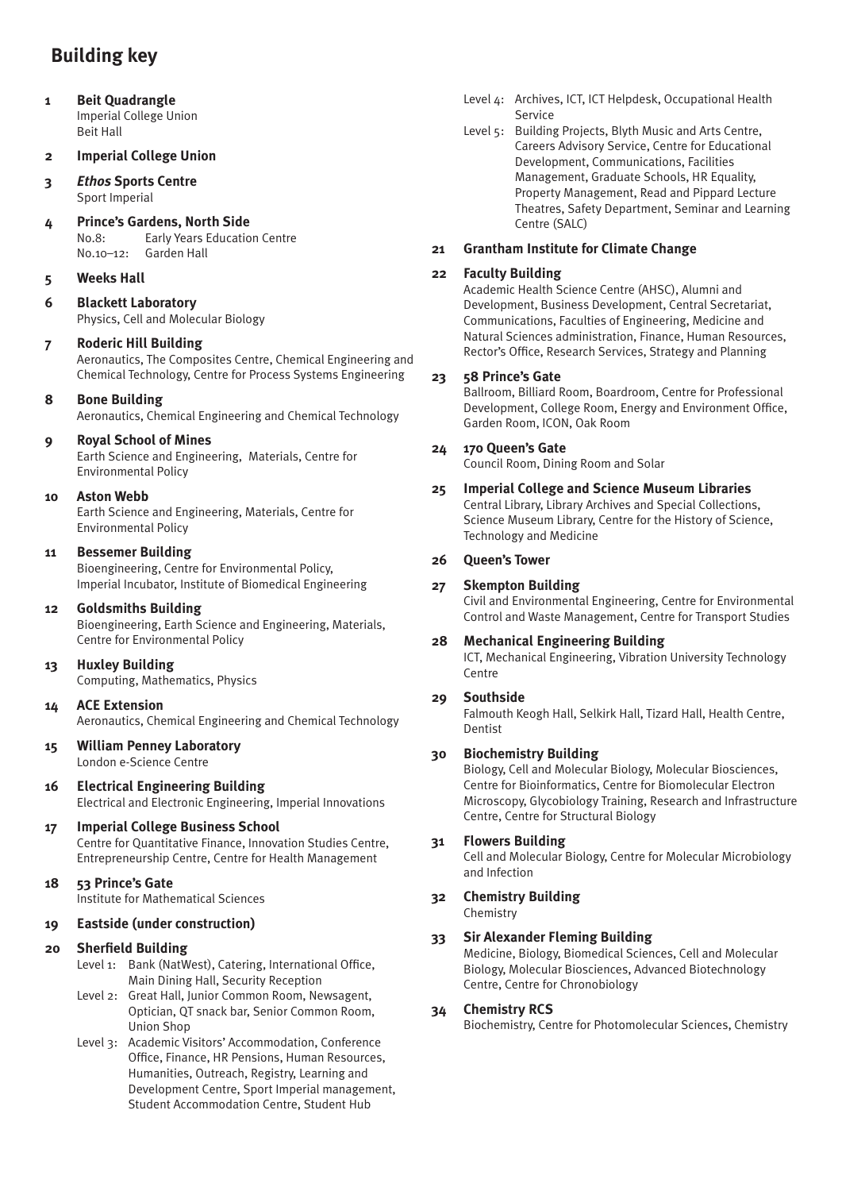# Building key

**1 Beit Quadrangle**
Imperial College Union
Beit Hall

**2 Imperial College Union**

**3 *Ethos* Sports Centre**
Sport Imperial

**4 Prince's Gardens, North Side**
No.8: Early Years Education Centre
No.10–12: Garden Hall

**5 Weeks Hall**

**6 Blackett Laboratory**
Physics, Cell and Molecular Biology

**7 Roderic Hill Building**
Aeronautics, The Composites Centre, Chemical Engineering and Chemical Technology, Centre for Process Systems Engineering

**8 Bone Building**
Aeronautics, Chemical Engineering and Chemical Technology

**9 Royal School of Mines**
Earth Science and Engineering, Materials, Centre for Environmental Policy

**10 Aston Webb**
Earth Science and Engineering, Materials, Centre for Environmental Policy

**11 Bessemer Building**
Bioengineering, Centre for Environmental Policy, Imperial Incubator, Institute of Biomedical Engineering

**12 Goldsmiths Building**
Bioengineering, Earth Science and Engineering, Materials, Centre for Environmental Policy

**13 Huxley Building**
Computing, Mathematics, Physics

**14 ACE Extension**
Aeronautics, Chemical Engineering and Chemical Technology

**15 William Penney Laboratory**
London e-Science Centre

**16 Electrical Engineering Building**
Electrical and Electronic Engineering, Imperial Innovations

**17 Imperial College Business School**
Centre for Quantitative Finance, Innovation Studies Centre, Entrepreneurship Centre, Centre for Health Management

**18 53 Prince's Gate**
Institute for Mathematical Sciences

**19 Eastside (under construction)**

**20 Sherfield Building**
Level 1: Bank (NatWest), Catering, International Office, Main Dining Hall, Security Reception
Level 2: Great Hall, Junior Common Room, Newsagent, Optician, QT snack bar, Senior Common Room, Union Shop
Level 3: Academic Visitors' Accommodation, Conference Office, Finance, HR Pensions, Human Resources, Humanities, Outreach, Registry, Learning and Development Centre, Sport Imperial management, Student Accommodation Centre, Student Hub
Level 4: Archives, ICT, ICT Helpdesk, Occupational Health Service
Level 5: Building Projects, Blyth Music and Arts Centre, Careers Advisory Service, Centre for Educational Development, Communications, Facilities Management, Graduate Schools, HR Equality, Property Management, Read and Pippard Lecture Theatres, Safety Department, Seminar and Learning Centre (SALC)

**21 Grantham Institute for Climate Change**

**22 Faculty Building**
Academic Health Science Centre (AHSC), Alumni and Development, Business Development, Central Secretariat, Communications, Faculties of Engineering, Medicine and Natural Sciences administration, Finance, Human Resources, Rector's Office, Research Services, Strategy and Planning

**23 58 Prince's Gate**
Ballroom, Billiard Room, Boardroom, Centre for Professional Development, College Room, Energy and Environment Office, Garden Room, ICON, Oak Room

**24 170 Queen's Gate**
Council Room, Dining Room and Solar

**25 Imperial College and Science Museum Libraries**
Central Library, Library Archives and Special Collections, Science Museum Library, Centre for the History of Science, Technology and Medicine

**26 Queen's Tower**

**27 Skempton Building**
Civil and Environmental Engineering, Centre for Environmental Control and Waste Management, Centre for Transport Studies

**28 Mechanical Engineering Building**
ICT, Mechanical Engineering, Vibration University Technology Centre

**29 Southside**
Falmouth Keogh Hall, Selkirk Hall, Tizard Hall, Health Centre, Dentist

**30 Biochemistry Building**
Biology, Cell and Molecular Biology, Molecular Biosciences, Centre for Bioinformatics, Centre for Biomolecular Electron Microscopy, Glycobiology Training, Research and Infrastructure Centre, Centre for Structural Biology

**31 Flowers Building**
Cell and Molecular Biology, Centre for Molecular Microbiology and Infection

**32 Chemistry Building**
Chemistry

**33 Sir Alexander Fleming Building**
Medicine, Biology, Biomedical Sciences, Cell and Molecular Biology, Molecular Biosciences, Advanced Biotechnology Centre, Centre for Chronobiology

**34 Chemistry RCS**
Biochemistry, Centre for Photomolecular Sciences, Chemistry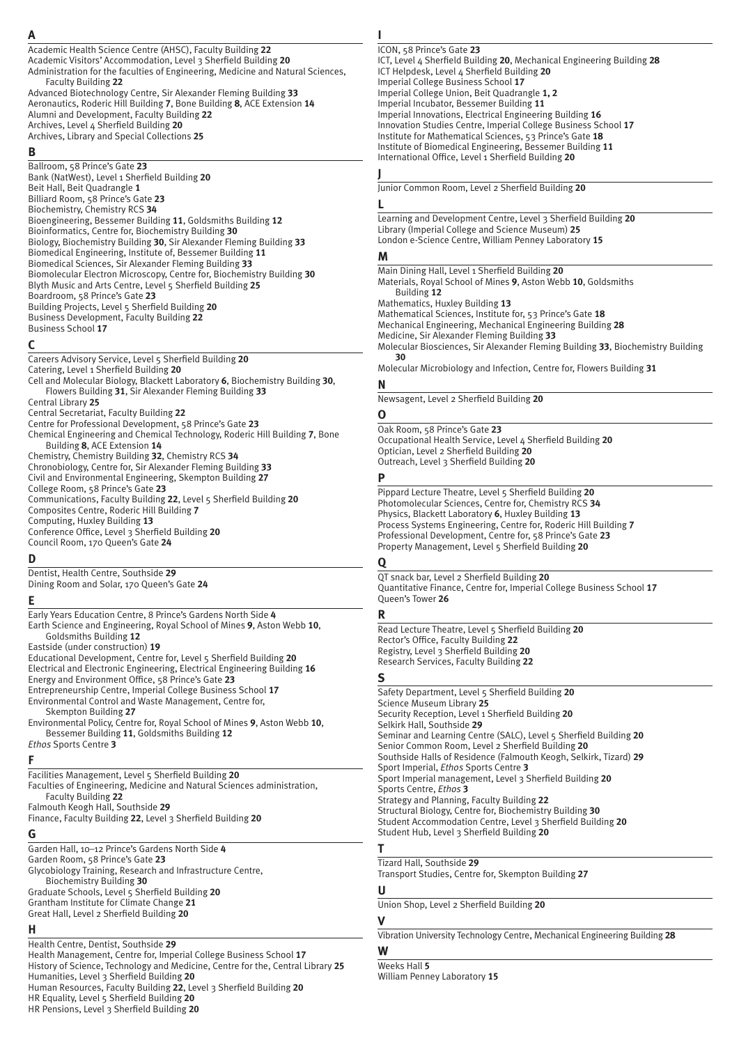## A

Academic Health Science Centre (AHSC), Faculty Building **22**
Academic Visitors' Accommodation, Level 3 Sherfield Building **20**
Administration for the faculties of Engineering, Medicine and Natural Sciences, Faculty Building **22**
Advanced Biotechnology Centre, Sir Alexander Fleming Building **33**
Aeronautics, Roderic Hill Building **7**, Bone Building **8**, ACE Extension **14**
Alumni and Development, Faculty Building **22**
Archives, Level 4 Sherfield Building **20**
Archives, Library and Special Collections **25**

## B

Ballroom, 58 Prince's Gate **23**
Bank (NatWest), Level 1 Sherfield Building **20**
Beit Hall, Beit Quadrangle **1**
Billiard Room, 58 Prince's Gate **23**
Biochemistry, Chemistry RCS **34**
Bioengineering, Bessemer Building **11**, Goldsmiths Building **12**
Bioinformatics, Centre for, Biochemistry Building **30**
Biology, Biochemistry Building **30**, Sir Alexander Fleming Building **33**
Biomedical Engineering, Institute of, Bessemer Building **11**
Biomedical Sciences, Sir Alexander Fleming Building **33**
Biomolecular Electron Microscopy, Centre for, Biochemistry Building **30**
Blyth Music and Arts Centre, Level 5 Sherfield Building **25**
Boardroom, 58 Prince's Gate **23**
Building Projects, Level 5 Sherfield Building **20**
Business Development, Faculty Building **22**
Business School **17**

## C

Careers Advisory Service, Level 5 Sherfield Building **20**
Catering, Level 1 Sherfield Building **20**
Cell and Molecular Biology, Blackett Laboratory **6**, Biochemistry Building **30**, Flowers Building **31**, Sir Alexander Fleming Building **33**
Central Library **25**
Central Secretariat, Faculty Building **22**
Centre for Professional Development, 58 Prince's Gate **23**
Chemical Engineering and Chemical Technology, Roderic Hill Building **7**, Bone Building **8**, ACE Extension **14**
Chemistry, Chemistry Building **32**, Chemistry RCS **34**
Chronobiology, Centre for, Sir Alexander Fleming Building **33**
Civil and Environmental Engineering, Skempton Building **27**
College Room, 58 Prince's Gate **23**
Communications, Faculty Building **22**, Level 5 Sherfield Building **20**
Composites Centre, Roderic Hill Building **7**
Computing, Huxley Building **13**
Conference Office, Level 3 Sherfield Building **20**
Council Room, 170 Queen's Gate **24**

## D

Dentist, Health Centre, Southside **29**
Dining Room and Solar, 170 Queen's Gate **24**

## E

Early Years Education Centre, 8 Prince's Gardens North Side **4**
Earth Science and Engineering, Royal School of Mines **9**, Aston Webb **10**, Goldsmiths Building **12**
Eastside (under construction) **19**
Educational Development, Centre for, Level 5 Sherfield Building **20**
Electrical and Electronic Engineering, Electrical Engineering Building **16**
Energy and Environment Office, 58 Prince's Gate **23**
Entrepreneurship Centre, Imperial College Business School **17**
Environmental Control and Waste Management, Centre for, Skempton Building **27**
Environmental Policy, Centre for, Royal School of Mines **9**, Aston Webb **10**, Bessemer Building **11**, Goldsmiths Building **12**
*Ethos* Sports Centre **3**

## F

Facilities Management, Level 5 Sherfield Building **20**
Faculties of Engineering, Medicine and Natural Sciences administration, Faculty Building **22**
Falmouth Keogh Hall, Southside **29**
Finance, Faculty Building **22**, Level 3 Sherfield Building **20**

## G

Garden Hall, 10–12 Prince's Gardens North Side **4**
Garden Room, 58 Prince's Gate **23**
Glycobiology Training, Research and Infrastructure Centre, Biochemistry Building **30**
Graduate Schools, Level 5 Sherfield Building **20**
Grantham Institute for Climate Change **21**
Great Hall, Level 2 Sherfield Building **20**

## H

Health Centre, Dentist, Southside **29**
Health Management, Centre for, Imperial College Business School **17**
History of Science, Technology and Medicine, Centre for the, Central Library **25**
Humanities, Level 3 Sherfield Building **20**
Human Resources, Faculty Building **22**, Level 3 Sherfield Building **20**
HR Equality, Level 5 Sherfield Building **20**
HR Pensions, Level 3 Sherfield Building **20**

## I

ICON, 58 Prince's Gate **23**
ICT, Level 4 Sherfield Building **20**, Mechanical Engineering Building **28**
ICT Helpdesk, Level 4 Sherfield Building **20**
Imperial College Business School **17**
Imperial College Union, Beit Quadrangle **1, 2**
Imperial Incubator, Bessemer Building **11**
Imperial Innovations, Electrical Engineering Building **16**
Innovation Studies Centre, Imperial College Business School **17**
Institute for Mathematical Sciences, 53 Prince's Gate **18**
Institute of Biomedical Engineering, Bessemer Building **11**
International Office, Level 1 Sherfield Building **20**

## J

Junior Common Room, Level 2 Sherfield Building **20**

## L

Learning and Development Centre, Level 3 Sherfield Building **20**
Library (Imperial College and Science Museum) **25**
London e-Science Centre, William Penney Laboratory **15**

## M

Main Dining Hall, Level 1 Sherfield Building **20**
Materials, Royal School of Mines **9**, Aston Webb **10**, Goldsmiths Building **12**
Mathematics, Huxley Building **13**
Mathematical Sciences, Institute for, 53 Prince's Gate **18**
Mechanical Engineering, Mechanical Engineering Building **28**
Medicine, Sir Alexander Fleming Building **33**
Molecular Biosciences, Sir Alexander Fleming Building **33**, Biochemistry Building **30**
Molecular Microbiology and Infection, Centre for, Flowers Building **31**

## N

Newsagent, Level 2 Sherfield Building **20**

## O

Oak Room, 58 Prince's Gate **23**
Occupational Health Service, Level 4 Sherfield Building **20**
Optician, Level 2 Sherfield Building **20**
Outreach, Level 3 Sherfield Building **20**

## P

Pippard Lecture Theatre, Level 5 Sherfield Building **20**
Photomolecular Sciences, Centre for, Chemistry RCS **34**
Physics, Blackett Laboratory **6**, Huxley Building **13**
Process Systems Engineering, Centre for, Roderic Hill Building **7**
Professional Development, Centre for, 58 Prince's Gate **23**
Property Management, Level 5 Sherfield Building **20**

## Q

QT snack bar, Level 2 Sherfield Building **20**
Quantitative Finance, Centre for, Imperial College Business School **17**
Queen's Tower **26**

## R

Read Lecture Theatre, Level 5 Sherfield Building **20**
Rector's Office, Faculty Building **22**
Registry, Level 3 Sherfield Building **20**
Research Services, Faculty Building **22**

## S

Safety Department, Level 5 Sherfield Building **20**
Science Museum Library **25**
Security Reception, Level 1 Sherfield Building **20**
Selkirk Hall, Southside **29**
Seminar and Learning Centre (SALC), Level 5 Sherfield Building **20**
Senior Common Room, Level 2 Sherfield Building **20**
Southside Halls of Residence (Falmouth Keogh, Selkirk, Tizard) **29**
Sport Imperial, *Ethos* Sports Centre **3**
Sport Imperial management, Level 3 Sherfield Building **20**
Sports Centre, *Ethos* **3**
Strategy and Planning, Faculty Building **22**
Structural Biology, Centre for, Biochemistry Building **30**
Student Accommodation Centre, Level 3 Sherfield Building **20**
Student Hub, Level 3 Sherfield Building **20**

## T

Tizard Hall, Southside **29**
Transport Studies, Centre for, Skempton Building **27**

## U

Union Shop, Level 2 Sherfield Building **20**

## V

Vibration University Technology Centre, Mechanical Engineering Building **28**

## W

Weeks Hall **5**
William Penney Laboratory **15**